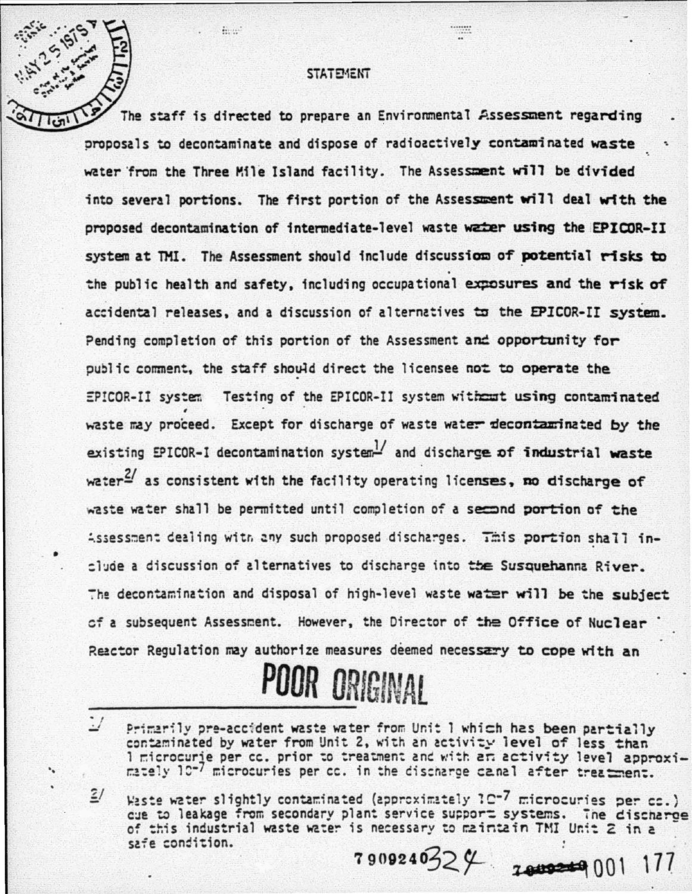# STATEMENT

The staff is directed to prepare an Environmental Assessment regarding proposals to decontaminate and dispose of radioactively contaminated waste water from the Three Mile Island facility. The Assessment will be divided into several portions. The first portion of the Assessment will deal with the proposed decontamination of intermediate-level waste water using the EPICOR-II system at TMI. The Assessment should include discussion of potential risks to the public health and safety, including occupational exposures and the risk of accidental releases, and a discussion of alternatives to the EPICOR-II system. Pending completion of this portion of the Assessment and opportunity for public comment, the staff should direct the licensee not to operate the EPICOR-II system. Testing of the EPICOR-II system without using contaminated waste may proceed. Except for discharge of waste water decontaminated by the existing EPICOR-I decontamination system[1] and discharge of industrial waste water[2] as consistent with the facility operating licenses, no discharge of waste water shall be permitted until completion of a second portion of the Assessment dealing with any such proposed discharges. This portion shall include a discussion of alternatives to discharge into the Susquehanna River. The decontamination and disposal of high-level waste water will be the subject of a subsequent Assessment. However, the Director of the Office of Nuclear Reactor Regulation may authorize measures deemed necessary to cope with an

POOR ORIGINAL

[1] Primarily pre-accident waste water from Unit 1 which has been partially contaminated by water from Unit 2, with an activity level of less than 1 microcurie per cc. prior to treatment and with an activity level approximately $10^{-7}$ microcuries per cc. in the discharge canal after treatment.

[2] Waste water slightly contaminated (approximately $10^{-7}$ microcuries per cc.) due to leakage from secondary plant service support systems. The discharge of this industrial waste water is necessary to maintain TMI Unit 2 in a safe condition.

7909240324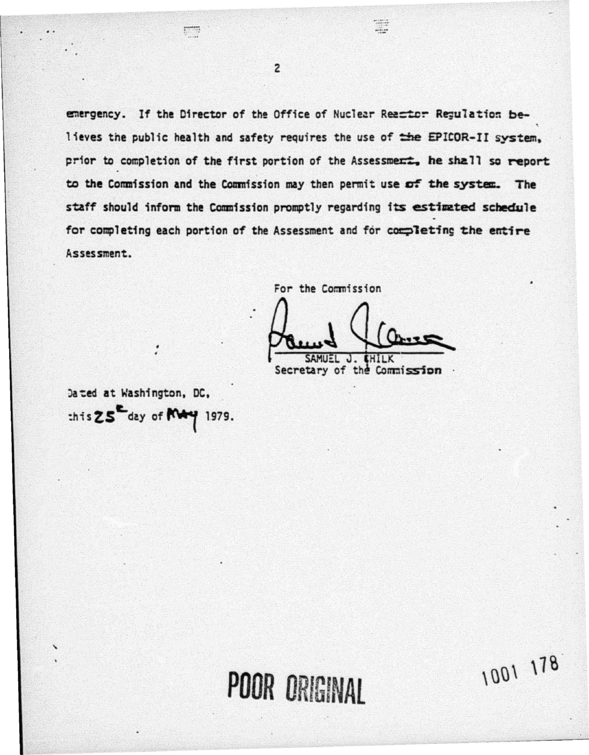emergency. If the Director of the Office of Nuclear Reactor Regulation believes the public health and safety requires the use of the EPICOR-II system, prior to completion of the first portion of the Assessment, he shall so report to the Commission and the Commission may then permit use of the system. The staff should inform the Commission promptly regarding its estimated schedule for completing each portion of the Assessment and for completing the entire Assessment.

For the Commission

SAMUEL J. CHILK
Secretary of the Commission

Dated at Washington, DC,
this 25th day of May 1979.

POOR ORIGINAL

1001 178